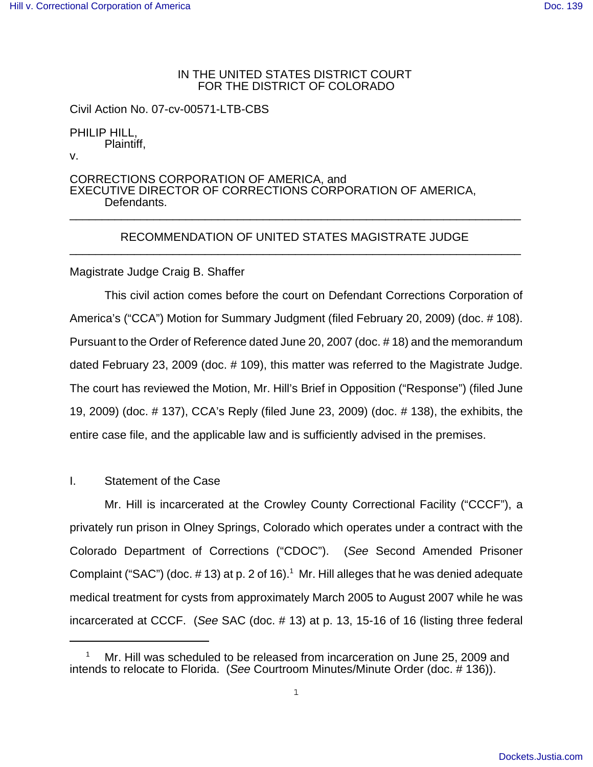IN THE UNITED STATES DISTRICT COURT
FOR THE DISTRICT OF COLORADO

Civil Action No. 07-cv-00571-LTB-CBS

PHILIP HILL,
Plaintiff,
v.

CORRECTIONS CORPORATION OF AMERICA, and
EXECUTIVE DIRECTOR OF CORRECTIONS CORPORATION OF AMERICA,
Defendants.

---

RECOMMENDATION OF UNITED STATES MAGISTRATE JUDGE

---

Magistrate Judge Craig B. Shaffer

This civil action comes before the court on Defendant Corrections Corporation of America's ("CCA") Motion for Summary Judgment (filed February 20, 2009) (doc. # 108). Pursuant to the Order of Reference dated June 20, 2007 (doc. # 18) and the memorandum dated February 23, 2009 (doc. # 109), this matter was referred to the Magistrate Judge. The court has reviewed the Motion, Mr. Hill's Brief in Opposition ("Response") (filed June 19, 2009) (doc. # 137), CCA's Reply (filed June 23, 2009) (doc. # 138), the exhibits, the entire case file, and the applicable law and is sufficiently advised in the premises.

I. Statement of the Case

Mr. Hill is incarcerated at the Crowley County Correctional Facility ("CCCF"), a privately run prison in Olney Springs, Colorado which operates under a contract with the Colorado Department of Corrections ("CDOC"). (*See* Second Amended Prisoner Complaint ("SAC") (doc. # 13) at p. 2 of 16).[1] Mr. Hill alleges that he was denied adequate medical treatment for cysts from approximately March 2005 to August 2007 while he was incarcerated at CCCF. (*See* SAC (doc. # 13) at p. 13, 15-16 of 16 (listing three federal

[1] Mr. Hill was scheduled to be released from incarceration on June 25, 2009 and intends to relocate to Florida. (*See* Courtroom Minutes/Minute Order (doc. # 136)).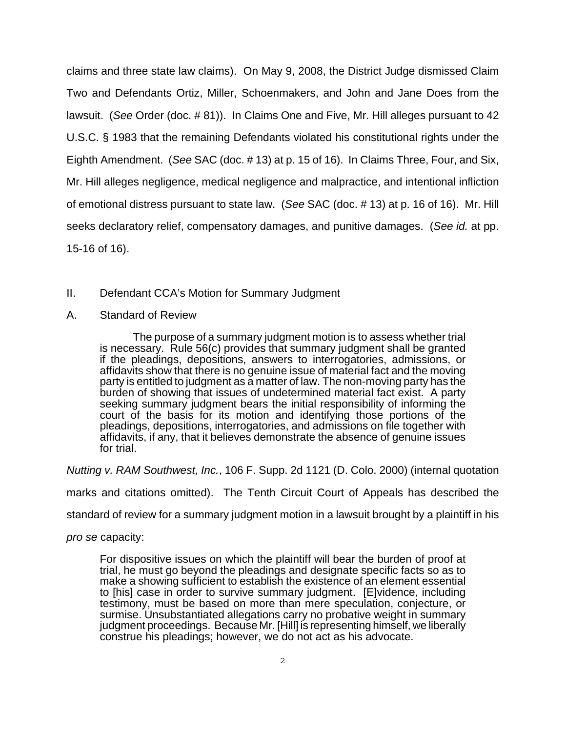claims and three state law claims). On May 9, 2008, the District Judge dismissed Claim Two and Defendants Ortiz, Miller, Schoenmakers, and John and Jane Does from the lawsuit. (*See* Order (doc. # 81)). In Claims One and Five, Mr. Hill alleges pursuant to 42 U.S.C. § 1983 that the remaining Defendants violated his constitutional rights under the Eighth Amendment. (*See* SAC (doc. # 13) at p. 15 of 16). In Claims Three, Four, and Six, Mr. Hill alleges negligence, medical negligence and malpractice, and intentional infliction of emotional distress pursuant to state law. (*See* SAC (doc. # 13) at p. 16 of 16). Mr. Hill seeks declaratory relief, compensatory damages, and punitive damages. (*See id.* at pp. 15-16 of 16).

## II. Defendant CCA's Motion for Summary Judgment

### A. Standard of Review

> The purpose of a summary judgment motion is to assess whether trial is necessary. Rule 56(c) provides that summary judgment shall be granted if the pleadings, depositions, answers to interrogatories, admissions, or affidavits show that there is no genuine issue of material fact and the moving party is entitled to judgment as a matter of law. The non-moving party has the burden of showing that issues of undetermined material fact exist. A party seeking summary judgment bears the initial responsibility of informing the court of the basis for its motion and identifying those portions of the pleadings, depositions, interrogatories, and admissions on file together with affidavits, if any, that it believes demonstrate the absence of genuine issues for trial.

*Nutting v. RAM Southwest, Inc.*, 106 F. Supp. 2d 1121 (D. Colo. 2000) (internal quotation marks and citations omitted). The Tenth Circuit Court of Appeals has described the standard of review for a summary judgment motion in a lawsuit brought by a plaintiff in his *pro se* capacity:

> For dispositive issues on which the plaintiff will bear the burden of proof at trial, he must go beyond the pleadings and designate specific facts so as to make a showing sufficient to establish the existence of an element essential to [his] case in order to survive summary judgment. [E]vidence, including testimony, must be based on more than mere speculation, conjecture, or surmise. Unsubstantiated allegations carry no probative weight in summary judgment proceedings. Because Mr. [Hill] is representing himself, we liberally construe his pleadings; however, we do not act as his advocate.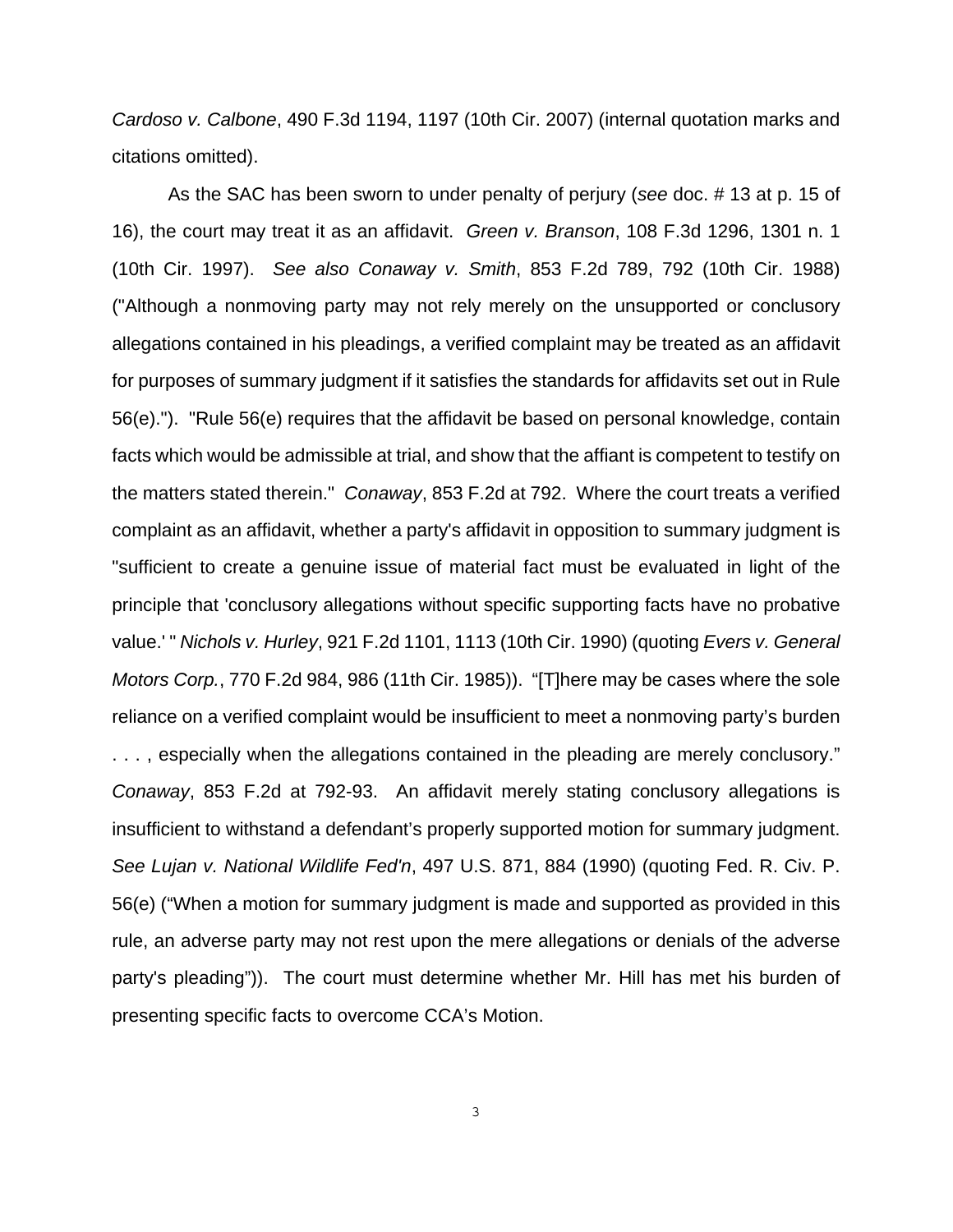*Cardoso v. Calbone*, 490 F.3d 1194, 1197 (10th Cir. 2007) (internal quotation marks and citations omitted).

As the SAC has been sworn to under penalty of perjury (*see* doc. # 13 at p. 15 of 16), the court may treat it as an affidavit. *Green v. Branson*, 108 F.3d 1296, 1301 n. 1 (10th Cir. 1997). *See also Conaway v. Smith*, 853 F.2d 789, 792 (10th Cir. 1988) ("Although a nonmoving party may not rely merely on the unsupported or conclusory allegations contained in his pleadings, a verified complaint may be treated as an affidavit for purposes of summary judgment if it satisfies the standards for affidavits set out in Rule 56(e)."). "Rule 56(e) requires that the affidavit be based on personal knowledge, contain facts which would be admissible at trial, and show that the affiant is competent to testify on the matters stated therein." *Conaway*, 853 F.2d at 792. Where the court treats a verified complaint as an affidavit, whether a party's affidavit in opposition to summary judgment is "sufficient to create a genuine issue of material fact must be evaluated in light of the principle that 'conclusory allegations without specific supporting facts have no probative value.' " *Nichols v. Hurley*, 921 F.2d 1101, 1113 (10th Cir. 1990) (quoting *Evers v. General Motors Corp.*, 770 F.2d 984, 986 (11th Cir. 1985)). "[T]here may be cases where the sole reliance on a verified complaint would be insufficient to meet a nonmoving party's burden . . . , especially when the allegations contained in the pleading are merely conclusory." *Conaway*, 853 F.2d at 792-93. An affidavit merely stating conclusory allegations is insufficient to withstand a defendant's properly supported motion for summary judgment. *See Lujan v. National Wildlife Fed'n*, 497 U.S. 871, 884 (1990) (quoting Fed. R. Civ. P. 56(e) ("When a motion for summary judgment is made and supported as provided in this rule, an adverse party may not rest upon the mere allegations or denials of the adverse party's pleading")). The court must determine whether Mr. Hill has met his burden of presenting specific facts to overcome CCA's Motion.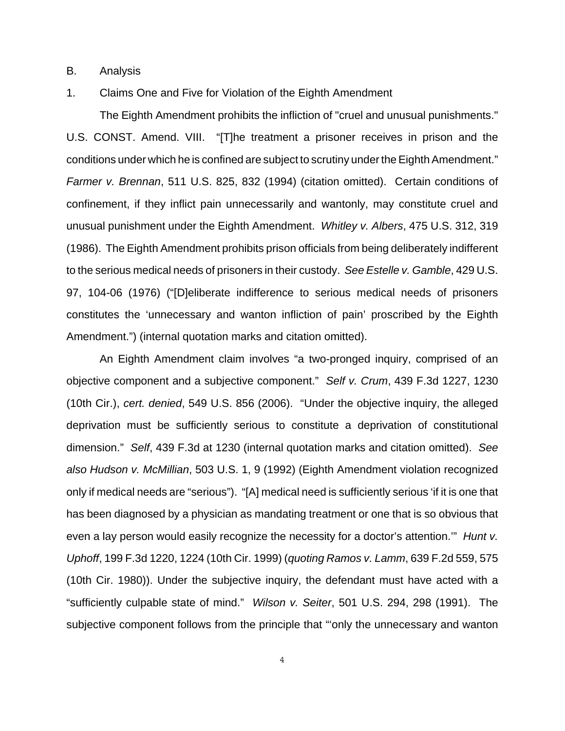B. Analysis

1. Claims One and Five for Violation of the Eighth Amendment

The Eighth Amendment prohibits the infliction of "cruel and unusual punishments." U.S. CONST. Amend. VIII. "[T]he treatment a prisoner receives in prison and the conditions under which he is confined are subject to scrutiny under the Eighth Amendment." *Farmer v. Brennan*, 511 U.S. 825, 832 (1994) (citation omitted). Certain conditions of confinement, if they inflict pain unnecessarily and wantonly, may constitute cruel and unusual punishment under the Eighth Amendment. *Whitley v. Albers*, 475 U.S. 312, 319 (1986). The Eighth Amendment prohibits prison officials from being deliberately indifferent to the serious medical needs of prisoners in their custody. *See Estelle v. Gamble*, 429 U.S. 97, 104-06 (1976) ("[D]eliberate indifference to serious medical needs of prisoners constitutes the 'unnecessary and wanton infliction of pain' proscribed by the Eighth Amendment.") (internal quotation marks and citation omitted).

An Eighth Amendment claim involves "a two-pronged inquiry, comprised of an objective component and a subjective component." *Self v. Crum*, 439 F.3d 1227, 1230 (10th Cir.), *cert. denied*, 549 U.S. 856 (2006). "Under the objective inquiry, the alleged deprivation must be sufficiently serious to constitute a deprivation of constitutional dimension." *Self*, 439 F.3d at 1230 (internal quotation marks and citation omitted). *See also Hudson v. McMillian*, 503 U.S. 1, 9 (1992) (Eighth Amendment violation recognized only if medical needs are "serious"). "[A] medical need is sufficiently serious 'if it is one that has been diagnosed by a physician as mandating treatment or one that is so obvious that even a lay person would easily recognize the necessity for a doctor's attention.'" *Hunt v. Uphoff*, 199 F.3d 1220, 1224 (10th Cir. 1999) (*quoting Ramos v. Lamm*, 639 F.2d 559, 575 (10th Cir. 1980)). Under the subjective inquiry, the defendant must have acted with a "sufficiently culpable state of mind." *Wilson v. Seiter*, 501 U.S. 294, 298 (1991). The subjective component follows from the principle that "'only the unnecessary and wanton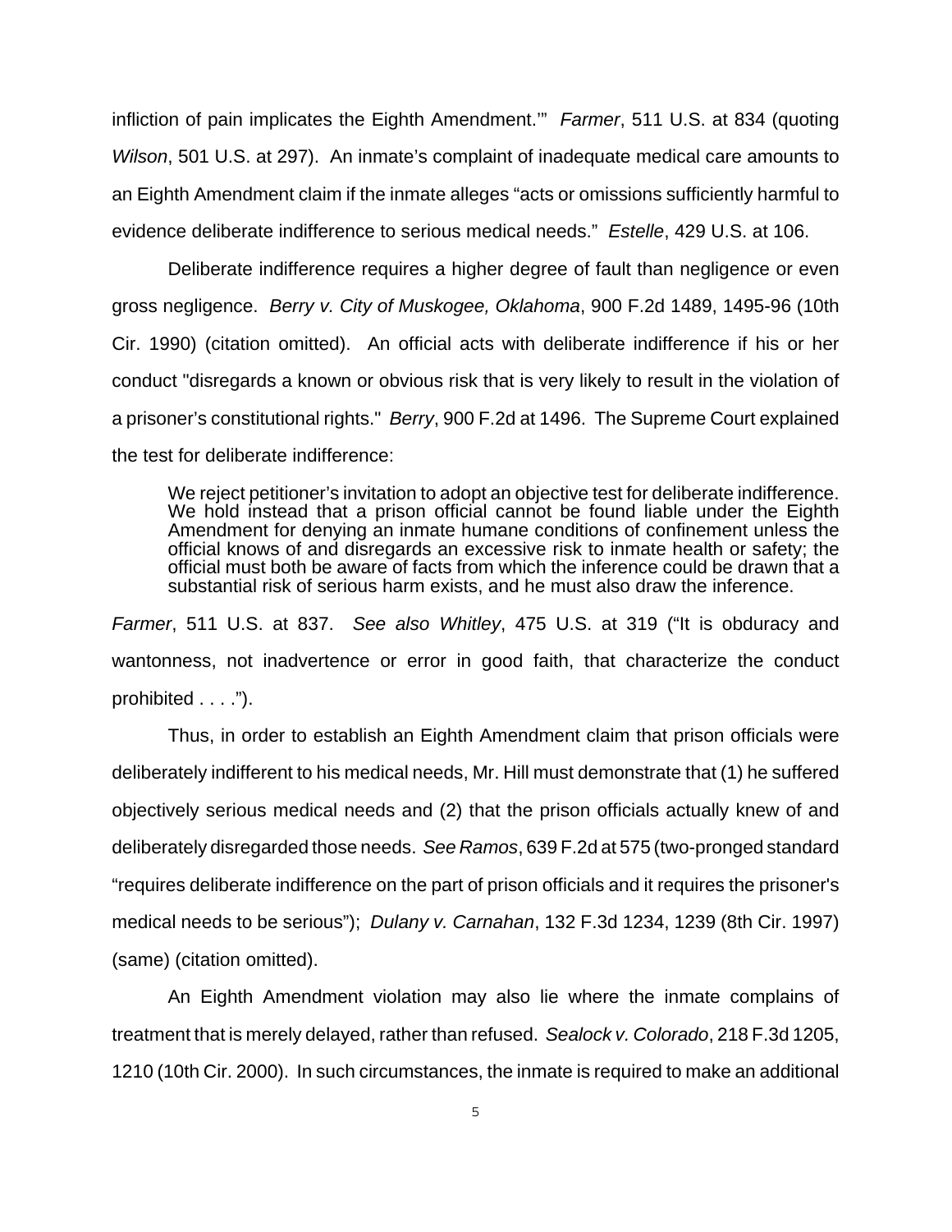infliction of pain implicates the Eighth Amendment.'" *Farmer*, 511 U.S. at 834 (quoting *Wilson*, 501 U.S. at 297). An inmate's complaint of inadequate medical care amounts to an Eighth Amendment claim if the inmate alleges "acts or omissions sufficiently harmful to evidence deliberate indifference to serious medical needs." *Estelle*, 429 U.S. at 106.

Deliberate indifference requires a higher degree of fault than negligence or even gross negligence. *Berry v. City of Muskogee, Oklahoma*, 900 F.2d 1489, 1495-96 (10th Cir. 1990) (citation omitted). An official acts with deliberate indifference if his or her conduct "disregards a known or obvious risk that is very likely to result in the violation of a prisoner's constitutional rights." *Berry*, 900 F.2d at 1496. The Supreme Court explained the test for deliberate indifference:

> We reject petitioner's invitation to adopt an objective test for deliberate indifference. We hold instead that a prison official cannot be found liable under the Eighth Amendment for denying an inmate humane conditions of confinement unless the official knows of and disregards an excessive risk to inmate health or safety; the official must both be aware of facts from which the inference could be drawn that a substantial risk of serious harm exists, and he must also draw the inference.

*Farmer*, 511 U.S. at 837. *See also Whitley*, 475 U.S. at 319 ("It is obduracy and wantonness, not inadvertence or error in good faith, that characterize the conduct prohibited . . . .").

Thus, in order to establish an Eighth Amendment claim that prison officials were deliberately indifferent to his medical needs, Mr. Hill must demonstrate that (1) he suffered objectively serious medical needs and (2) that the prison officials actually knew of and deliberately disregarded those needs. *See Ramos*, 639 F.2d at 575 (two-pronged standard "requires deliberate indifference on the part of prison officials and it requires the prisoner's medical needs to be serious"); *Dulany v. Carnahan*, 132 F.3d 1234, 1239 (8th Cir. 1997) (same) (citation omitted).

An Eighth Amendment violation may also lie where the inmate complains of treatment that is merely delayed, rather than refused. *Sealock v. Colorado*, 218 F.3d 1205, 1210 (10th Cir. 2000). In such circumstances, the inmate is required to make an additional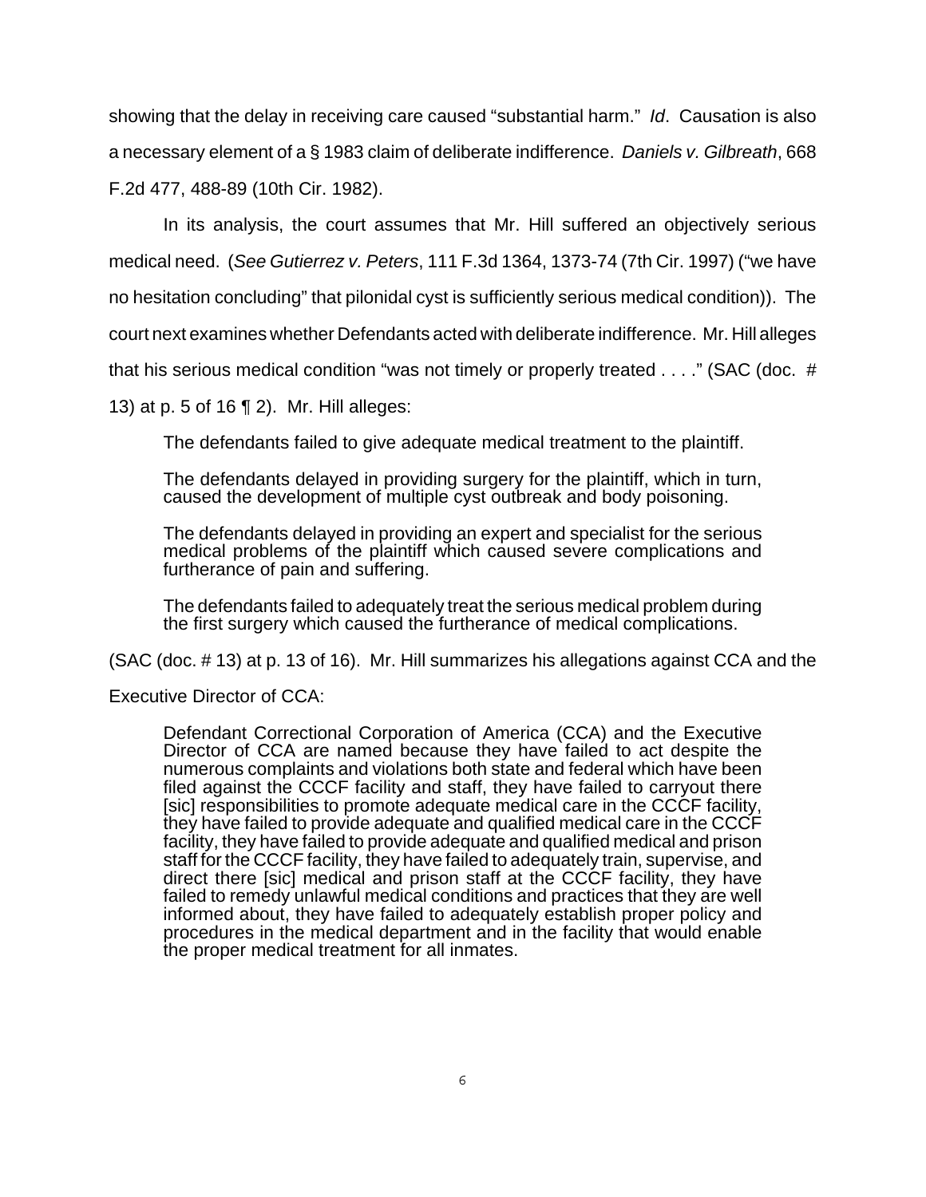showing that the delay in receiving care caused "substantial harm." *Id*. Causation is also a necessary element of a § 1983 claim of deliberate indifference. *Daniels v. Gilbreath*, 668 F.2d 477, 488-89 (10th Cir. 1982).

In its analysis, the court assumes that Mr. Hill suffered an objectively serious medical need. (*See Gutierrez v. Peters*, 111 F.3d 1364, 1373-74 (7th Cir. 1997) ("we have no hesitation concluding" that pilonidal cyst is sufficiently serious medical condition)). The court next examines whether Defendants acted with deliberate indifference. Mr. Hill alleges that his serious medical condition "was not timely or properly treated . . . ." (SAC (doc. # 13) at p. 5 of 16 ¶ 2). Mr. Hill alleges:

> The defendants failed to give adequate medical treatment to the plaintiff.
>
> The defendants delayed in providing surgery for the plaintiff, which in turn, caused the development of multiple cyst outbreak and body poisoning.
>
> The defendants delayed in providing an expert and specialist for the serious medical problems of the plaintiff which caused severe complications and furtherance of pain and suffering.
>
> The defendants failed to adequately treat the serious medical problem during the first surgery which caused the furtherance of medical complications.

(SAC (doc. # 13) at p. 13 of 16). Mr. Hill summarizes his allegations against CCA and the Executive Director of CCA:

> Defendant Correctional Corporation of America (CCA) and the Executive Director of CCA are named because they have failed to act despite the numerous complaints and violations both state and federal which have been filed against the CCCF facility and staff, they have failed to carryout there [sic] responsibilities to promote adequate medical care in the CCCF facility, they have failed to provide adequate and qualified medical care in the CCCF facility, they have failed to provide adequate and qualified medical and prison staff for the CCCF facility, they have failed to adequately train, supervise, and direct there [sic] medical and prison staff at the CCCF facility, they have failed to remedy unlawful medical conditions and practices that they are well informed about, they have failed to adequately establish proper policy and procedures in the medical department and in the facility that would enable the proper medical treatment for all inmates.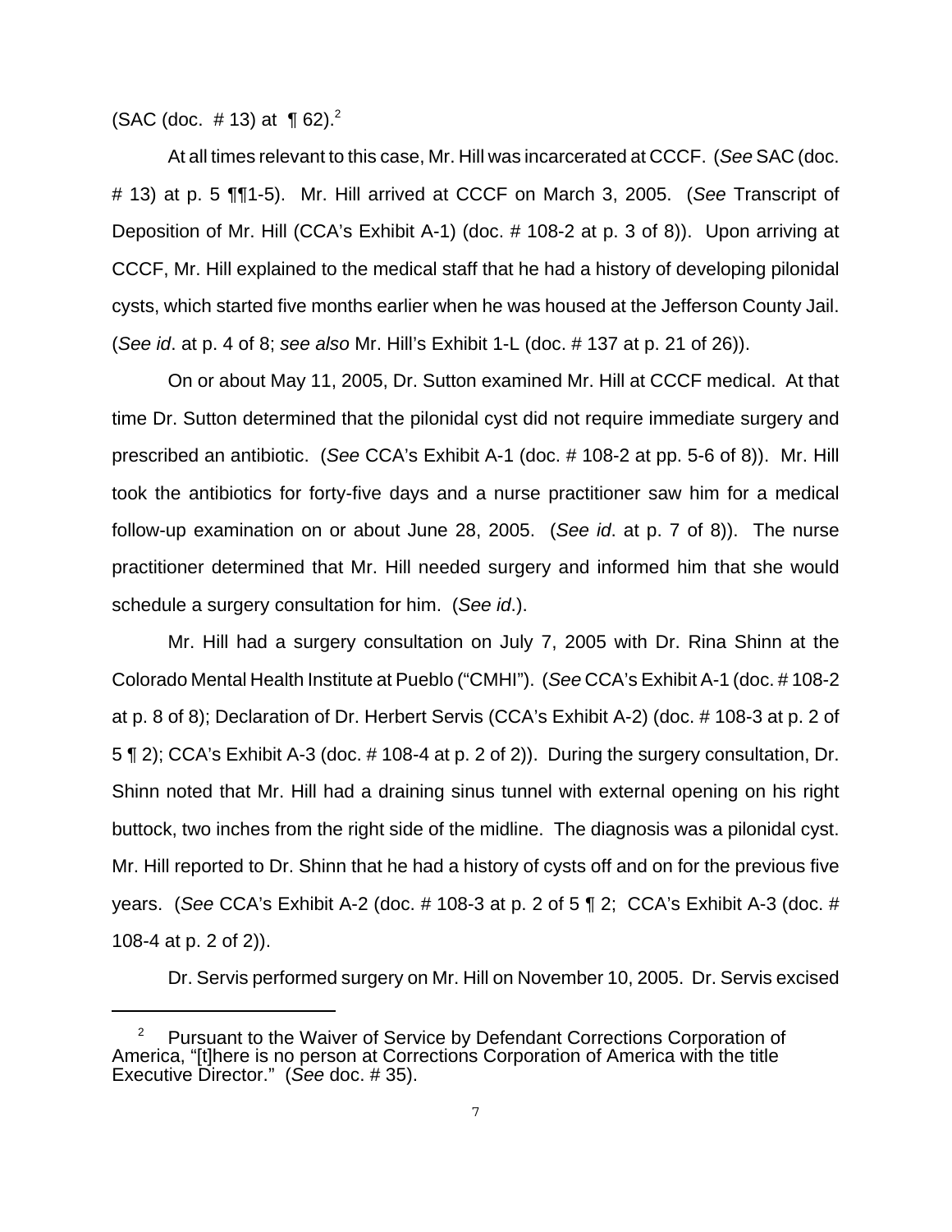(SAC (doc. # 13) at ¶ 62).[2]

At all times relevant to this case, Mr. Hill was incarcerated at CCCF. (*See* SAC (doc. # 13) at p. 5 ¶¶1-5). Mr. Hill arrived at CCCF on March 3, 2005. (*See* Transcript of Deposition of Mr. Hill (CCA's Exhibit A-1) (doc. # 108-2 at p. 3 of 8)). Upon arriving at CCCF, Mr. Hill explained to the medical staff that he had a history of developing pilonidal cysts, which started five months earlier when he was housed at the Jefferson County Jail. (*See id*. at p. 4 of 8; *see also* Mr. Hill's Exhibit 1-L (doc. # 137 at p. 21 of 26)).

On or about May 11, 2005, Dr. Sutton examined Mr. Hill at CCCF medical. At that time Dr. Sutton determined that the pilonidal cyst did not require immediate surgery and prescribed an antibiotic. (*See* CCA's Exhibit A-1 (doc. # 108-2 at pp. 5-6 of 8)). Mr. Hill took the antibiotics for forty-five days and a nurse practitioner saw him for a medical follow-up examination on or about June 28, 2005. (*See id*. at p. 7 of 8)). The nurse practitioner determined that Mr. Hill needed surgery and informed him that she would schedule a surgery consultation for him. (*See id*.).

Mr. Hill had a surgery consultation on July 7, 2005 with Dr. Rina Shinn at the Colorado Mental Health Institute at Pueblo ("CMHI"). (*See* CCA's Exhibit A-1 (doc. # 108-2 at p. 8 of 8); Declaration of Dr. Herbert Servis (CCA's Exhibit A-2) (doc. # 108-3 at p. 2 of 5 ¶ 2); CCA's Exhibit A-3 (doc. # 108-4 at p. 2 of 2)). During the surgery consultation, Dr. Shinn noted that Mr. Hill had a draining sinus tunnel with external opening on his right buttock, two inches from the right side of the midline. The diagnosis was a pilonidal cyst. Mr. Hill reported to Dr. Shinn that he had a history of cysts off and on for the previous five years. (*See* CCA's Exhibit A-2 (doc. # 108-3 at p. 2 of 5 ¶ 2; CCA's Exhibit A-3 (doc. # 108-4 at p. 2 of 2)).

Dr. Servis performed surgery on Mr. Hill on November 10, 2005. Dr. Servis excised

---

[2] Pursuant to the Waiver of Service by Defendant Corrections Corporation of America, "[t]here is no person at Corrections Corporation of America with the title Executive Director." (*See* doc. # 35).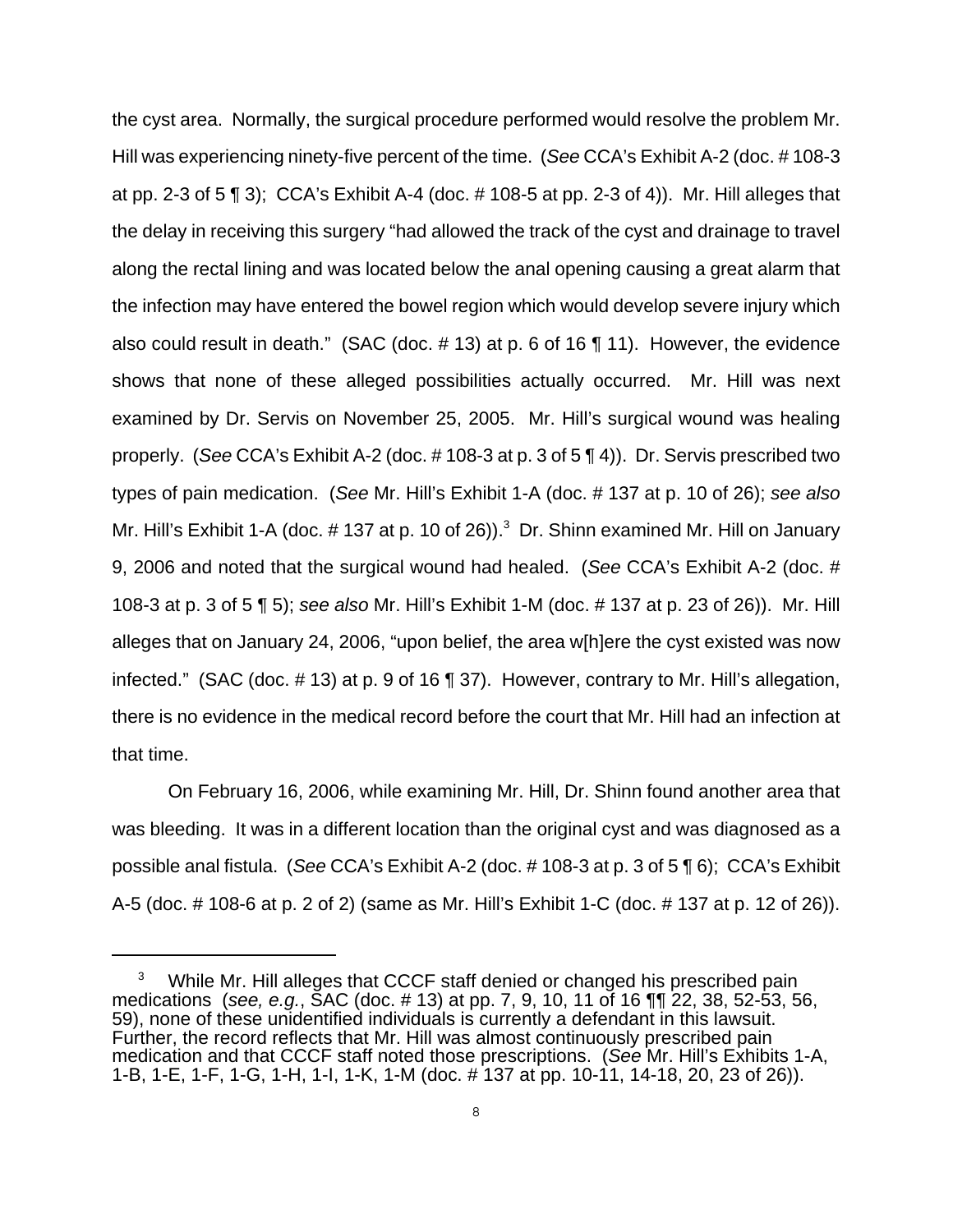the cyst area. Normally, the surgical procedure performed would resolve the problem Mr. Hill was experiencing ninety-five percent of the time. (*See* CCA's Exhibit A-2 (doc. # 108-3 at pp. 2-3 of 5 ¶ 3); CCA's Exhibit A-4 (doc. # 108-5 at pp. 2-3 of 4)). Mr. Hill alleges that the delay in receiving this surgery "had allowed the track of the cyst and drainage to travel along the rectal lining and was located below the anal opening causing a great alarm that the infection may have entered the bowel region which would develop severe injury which also could result in death." (SAC (doc. # 13) at p. 6 of 16 ¶ 11). However, the evidence shows that none of these alleged possibilities actually occurred. Mr. Hill was next examined by Dr. Servis on November 25, 2005. Mr. Hill's surgical wound was healing properly. (*See* CCA's Exhibit A-2 (doc. # 108-3 at p. 3 of 5 ¶ 4)). Dr. Servis prescribed two types of pain medication. (*See* Mr. Hill's Exhibit 1-A (doc. # 137 at p. 10 of 26); *see also* Mr. Hill's Exhibit 1-A (doc. # 137 at p. 10 of 26)).[3] Dr. Shinn examined Mr. Hill on January 9, 2006 and noted that the surgical wound had healed. (*See* CCA's Exhibit A-2 (doc. # 108-3 at p. 3 of 5 ¶ 5); *see also* Mr. Hill's Exhibit 1-M (doc. # 137 at p. 23 of 26)). Mr. Hill alleges that on January 24, 2006, "upon belief, the area w[h]ere the cyst existed was now infected." (SAC (doc. # 13) at p. 9 of 16 ¶ 37). However, contrary to Mr. Hill's allegation, there is no evidence in the medical record before the court that Mr. Hill had an infection at that time.

On February 16, 2006, while examining Mr. Hill, Dr. Shinn found another area that was bleeding. It was in a different location than the original cyst and was diagnosed as a possible anal fistula. (*See* CCA's Exhibit A-2 (doc. # 108-3 at p. 3 of 5 ¶ 6); CCA's Exhibit A-5 (doc. # 108-6 at p. 2 of 2) (same as Mr. Hill's Exhibit 1-C (doc. # 137 at p. 12 of 26)).

---

[3] While Mr. Hill alleges that CCCF staff denied or changed his prescribed pain medications (*see, e.g.*, SAC (doc. # 13) at pp. 7, 9, 10, 11 of 16 ¶¶ 22, 38, 52-53, 56, 59), none of these unidentified individuals is currently a defendant in this lawsuit. Further, the record reflects that Mr. Hill was almost continuously prescribed pain medication and that CCCF staff noted those prescriptions. (*See* Mr. Hill's Exhibits 1-A, 1-B, 1-E, 1-F, 1-G, 1-H, 1-I, 1-K, 1-M (doc. # 137 at pp. 10-11, 14-18, 20, 23 of 26)).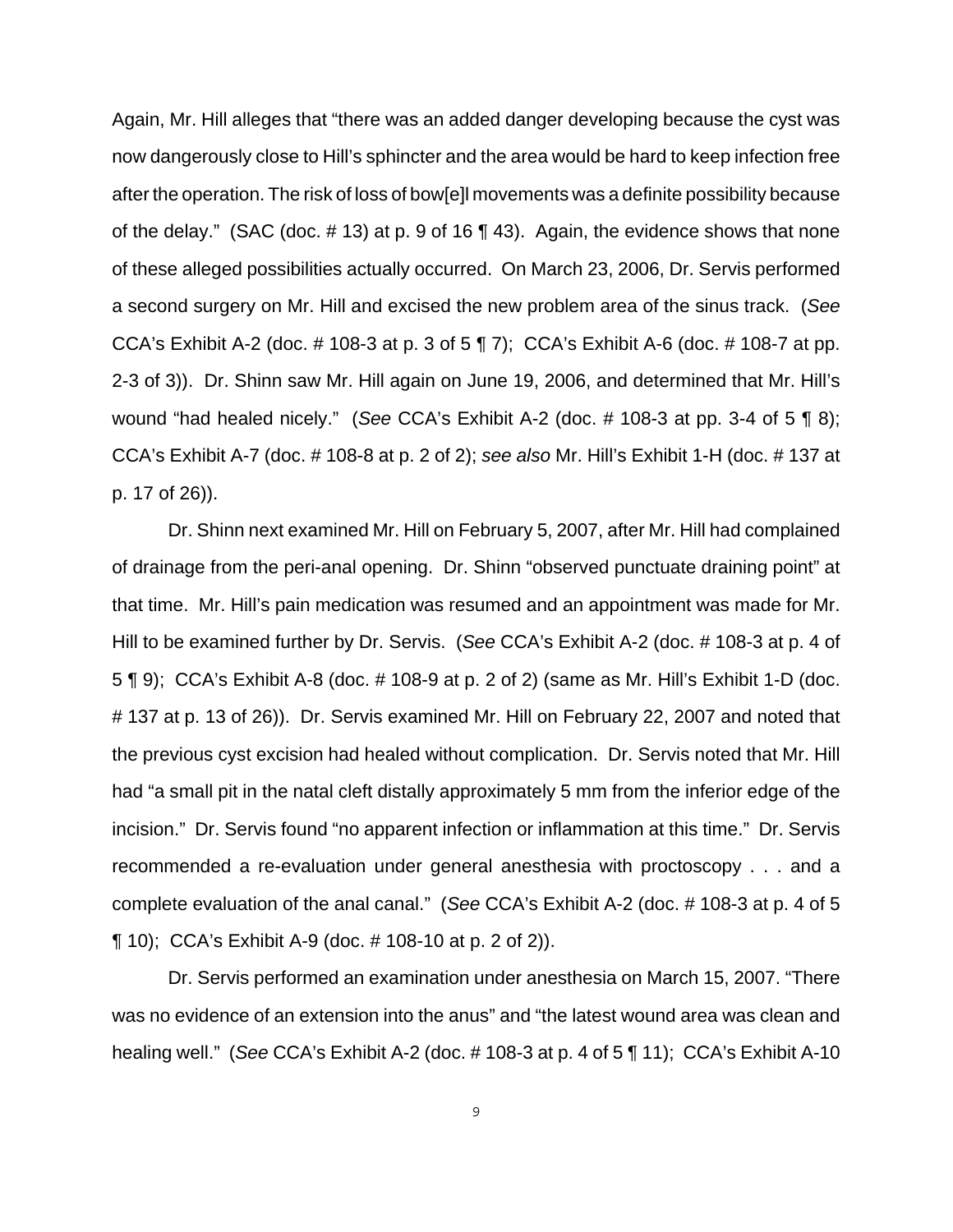Again, Mr. Hill alleges that "there was an added danger developing because the cyst was now dangerously close to Hill's sphincter and the area would be hard to keep infection free after the operation. The risk of loss of bow[e]l movements was a definite possibility because of the delay." (SAC (doc. # 13) at p. 9 of 16 ¶ 43). Again, the evidence shows that none of these alleged possibilities actually occurred. On March 23, 2006, Dr. Servis performed a second surgery on Mr. Hill and excised the new problem area of the sinus track. (*See* CCA's Exhibit A-2 (doc. # 108-3 at p. 3 of 5 ¶ 7); CCA's Exhibit A-6 (doc. # 108-7 at pp. 2-3 of 3)). Dr. Shinn saw Mr. Hill again on June 19, 2006, and determined that Mr. Hill's wound "had healed nicely." (*See* CCA's Exhibit A-2 (doc. # 108-3 at pp. 3-4 of 5 ¶ 8); CCA's Exhibit A-7 (doc. # 108-8 at p. 2 of 2); *see also* Mr. Hill's Exhibit 1-H (doc. # 137 at p. 17 of 26)).

Dr. Shinn next examined Mr. Hill on February 5, 2007, after Mr. Hill had complained of drainage from the peri-anal opening. Dr. Shinn "observed punctuate draining point" at that time. Mr. Hill's pain medication was resumed and an appointment was made for Mr. Hill to be examined further by Dr. Servis. (*See* CCA's Exhibit A-2 (doc. # 108-3 at p. 4 of 5 ¶ 9); CCA's Exhibit A-8 (doc. # 108-9 at p. 2 of 2) (same as Mr. Hill's Exhibit 1-D (doc. # 137 at p. 13 of 26)). Dr. Servis examined Mr. Hill on February 22, 2007 and noted that the previous cyst excision had healed without complication. Dr. Servis noted that Mr. Hill had "a small pit in the natal cleft distally approximately 5 mm from the inferior edge of the incision." Dr. Servis found "no apparent infection or inflammation at this time." Dr. Servis recommended a re-evaluation under general anesthesia with proctoscopy . . . and a complete evaluation of the anal canal." (*See* CCA's Exhibit A-2 (doc. # 108-3 at p. 4 of 5 ¶ 10); CCA's Exhibit A-9 (doc. # 108-10 at p. 2 of 2)).

Dr. Servis performed an examination under anesthesia on March 15, 2007. "There was no evidence of an extension into the anus" and "the latest wound area was clean and healing well." (*See* CCA's Exhibit A-2 (doc. # 108-3 at p. 4 of 5 ¶ 11); CCA's Exhibit A-10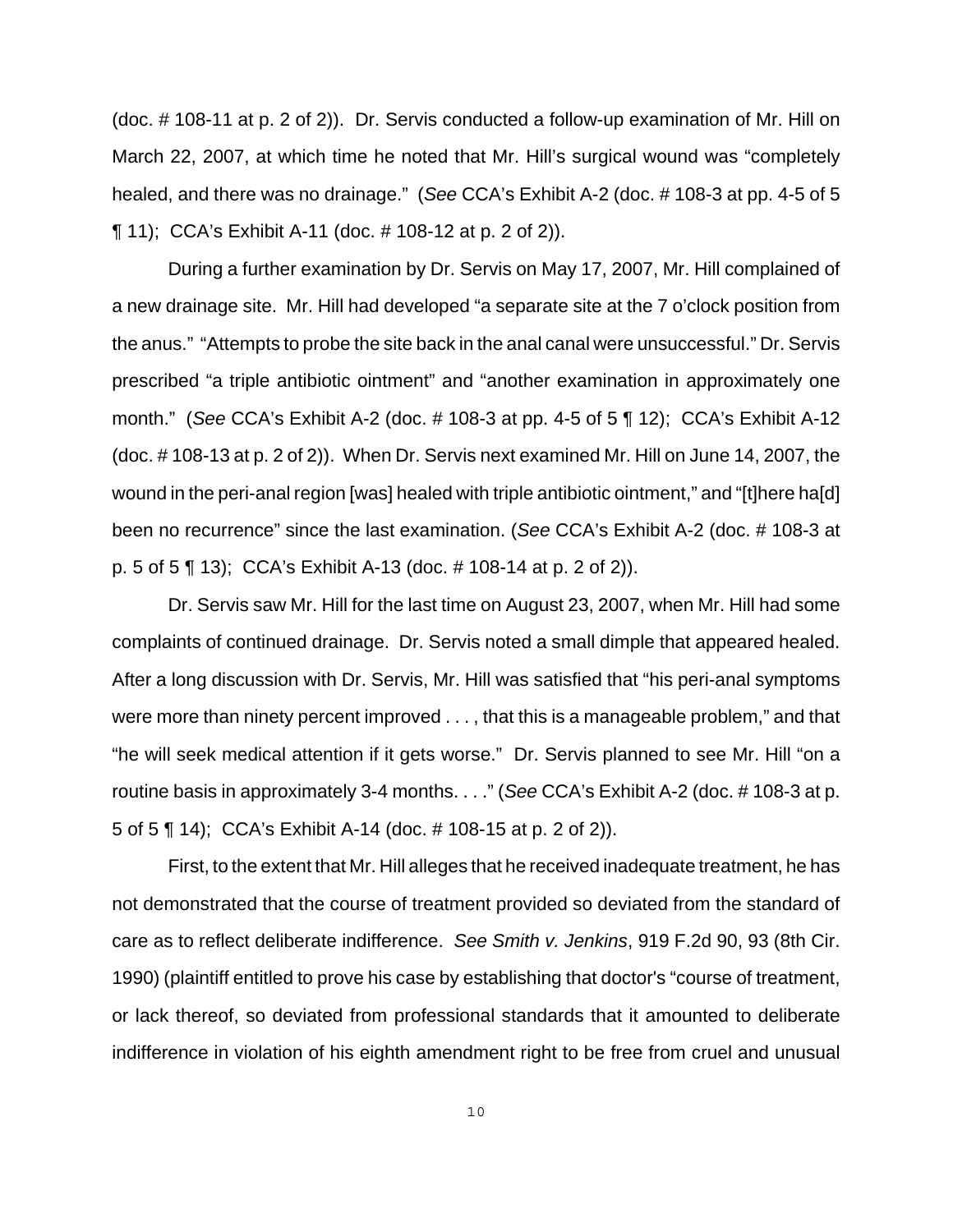(doc. # 108-11 at p. 2 of 2)). Dr. Servis conducted a follow-up examination of Mr. Hill on March 22, 2007, at which time he noted that Mr. Hill's surgical wound was "completely healed, and there was no drainage." (*See* CCA's Exhibit A-2 (doc. # 108-3 at pp. 4-5 of 5 ¶ 11); CCA's Exhibit A-11 (doc. # 108-12 at p. 2 of 2)).

During a further examination by Dr. Servis on May 17, 2007, Mr. Hill complained of a new drainage site. Mr. Hill had developed "a separate site at the 7 o'clock position from the anus." "Attempts to probe the site back in the anal canal were unsuccessful." Dr. Servis prescribed "a triple antibiotic ointment" and "another examination in approximately one month." (*See* CCA's Exhibit A-2 (doc. # 108-3 at pp. 4-5 of 5 ¶ 12); CCA's Exhibit A-12 (doc. # 108-13 at p. 2 of 2)). When Dr. Servis next examined Mr. Hill on June 14, 2007, the wound in the peri-anal region [was] healed with triple antibiotic ointment," and "[t]here ha[d] been no recurrence" since the last examination. (*See* CCA's Exhibit A-2 (doc. # 108-3 at p. 5 of 5 ¶ 13); CCA's Exhibit A-13 (doc. # 108-14 at p. 2 of 2)).

Dr. Servis saw Mr. Hill for the last time on August 23, 2007, when Mr. Hill had some complaints of continued drainage. Dr. Servis noted a small dimple that appeared healed. After a long discussion with Dr. Servis, Mr. Hill was satisfied that "his peri-anal symptoms were more than ninety percent improved . . . , that this is a manageable problem," and that "he will seek medical attention if it gets worse." Dr. Servis planned to see Mr. Hill "on a routine basis in approximately 3-4 months. . . ." (*See* CCA's Exhibit A-2 (doc. # 108-3 at p. 5 of 5 ¶ 14); CCA's Exhibit A-14 (doc. # 108-15 at p. 2 of 2)).

First, to the extent that Mr. Hill alleges that he received inadequate treatment, he has not demonstrated that the course of treatment provided so deviated from the standard of care as to reflect deliberate indifference. *See Smith v. Jenkins*, 919 F.2d 90, 93 (8th Cir. 1990) (plaintiff entitled to prove his case by establishing that doctor's "course of treatment, or lack thereof, so deviated from professional standards that it amounted to deliberate indifference in violation of his eighth amendment right to be free from cruel and unusual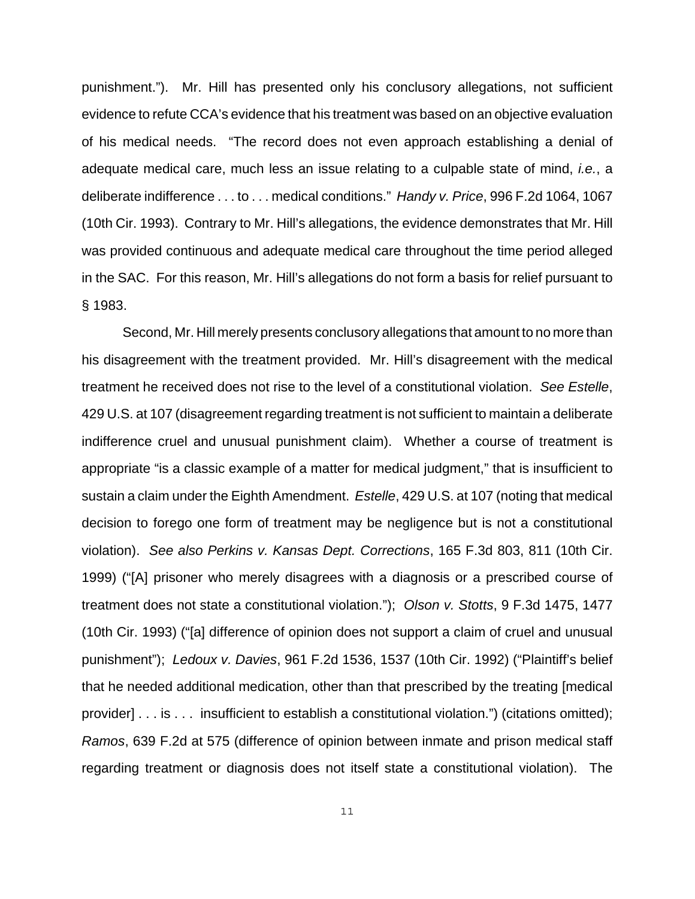punishment."). Mr. Hill has presented only his conclusory allegations, not sufficient evidence to refute CCA's evidence that his treatment was based on an objective evaluation of his medical needs. "The record does not even approach establishing a denial of adequate medical care, much less an issue relating to a culpable state of mind, *i.e.*, a deliberate indifference . . . to . . . medical conditions." *Handy v. Price*, 996 F.2d 1064, 1067 (10th Cir. 1993). Contrary to Mr. Hill's allegations, the evidence demonstrates that Mr. Hill was provided continuous and adequate medical care throughout the time period alleged in the SAC. For this reason, Mr. Hill's allegations do not form a basis for relief pursuant to § 1983.

Second, Mr. Hill merely presents conclusory allegations that amount to no more than his disagreement with the treatment provided. Mr. Hill's disagreement with the medical treatment he received does not rise to the level of a constitutional violation. *See Estelle*, 429 U.S. at 107 (disagreement regarding treatment is not sufficient to maintain a deliberate indifference cruel and unusual punishment claim). Whether a course of treatment is appropriate "is a classic example of a matter for medical judgment," that is insufficient to sustain a claim under the Eighth Amendment. *Estelle*, 429 U.S. at 107 (noting that medical decision to forego one form of treatment may be negligence but is not a constitutional violation). *See also Perkins v. Kansas Dept. Corrections*, 165 F.3d 803, 811 (10th Cir. 1999) ("[A] prisoner who merely disagrees with a diagnosis or a prescribed course of treatment does not state a constitutional violation."); *Olson v. Stotts*, 9 F.3d 1475, 1477 (10th Cir. 1993) ("[a] difference of opinion does not support a claim of cruel and unusual punishment"); *Ledoux v. Davies*, 961 F.2d 1536, 1537 (10th Cir. 1992) ("Plaintiff's belief that he needed additional medication, other than that prescribed by the treating [medical provider] . . . is . . . insufficient to establish a constitutional violation.") (citations omitted); *Ramos*, 639 F.2d at 575 (difference of opinion between inmate and prison medical staff regarding treatment or diagnosis does not itself state a constitutional violation). The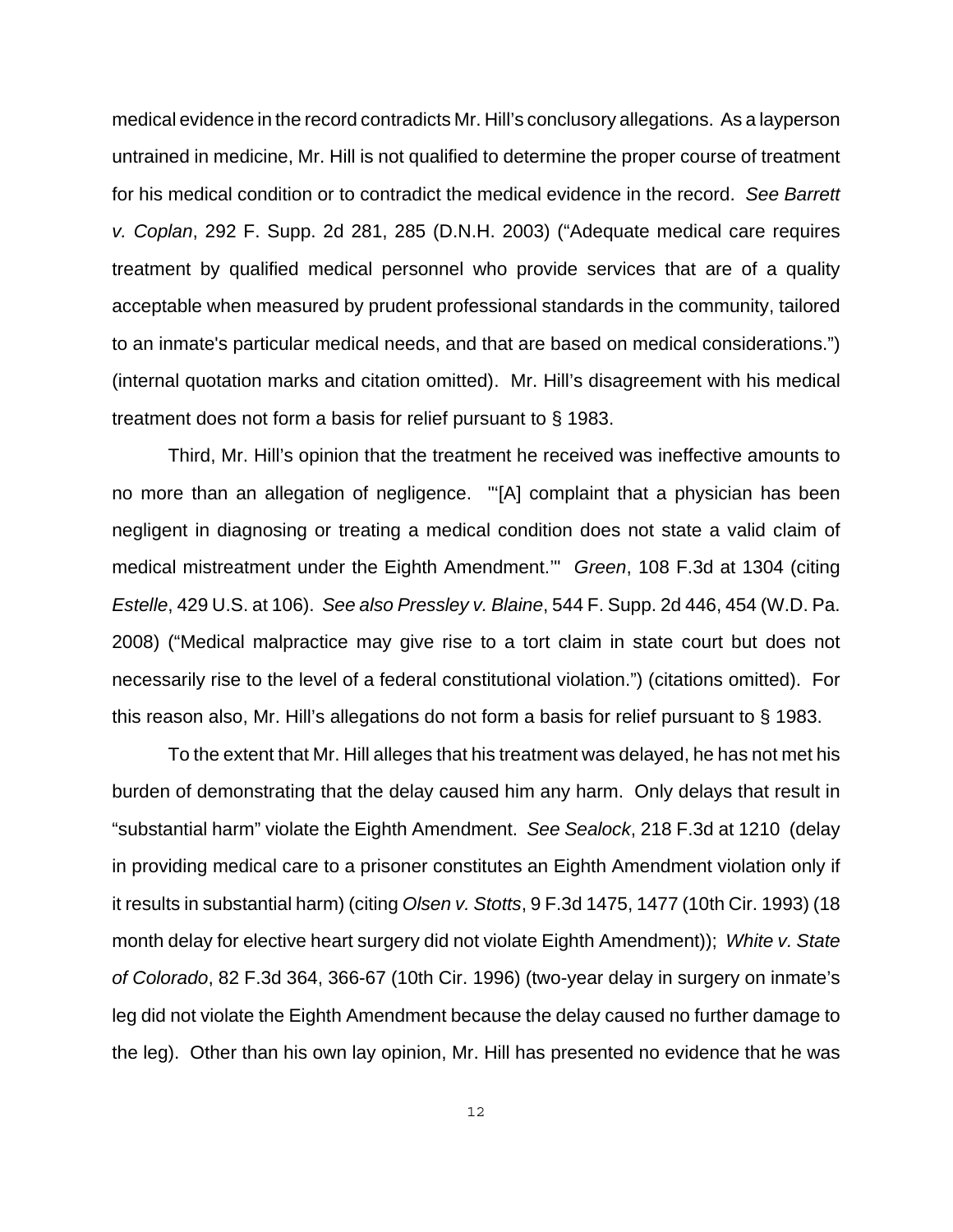medical evidence in the record contradicts Mr. Hill's conclusory allegations. As a layperson untrained in medicine, Mr. Hill is not qualified to determine the proper course of treatment for his medical condition or to contradict the medical evidence in the record. *See Barrett v. Coplan*, 292 F. Supp. 2d 281, 285 (D.N.H. 2003) ("Adequate medical care requires treatment by qualified medical personnel who provide services that are of a quality acceptable when measured by prudent professional standards in the community, tailored to an inmate's particular medical needs, and that are based on medical considerations.") (internal quotation marks and citation omitted). Mr. Hill's disagreement with his medical treatment does not form a basis for relief pursuant to § 1983.

Third, Mr. Hill's opinion that the treatment he received was ineffective amounts to no more than an allegation of negligence. "'[A] complaint that a physician has been negligent in diagnosing or treating a medical condition does not state a valid claim of medical mistreatment under the Eighth Amendment.'" *Green*, 108 F.3d at 1304 (citing *Estelle*, 429 U.S. at 106). *See also Pressley v. Blaine*, 544 F. Supp. 2d 446, 454 (W.D. Pa. 2008) ("Medical malpractice may give rise to a tort claim in state court but does not necessarily rise to the level of a federal constitutional violation.") (citations omitted). For this reason also, Mr. Hill's allegations do not form a basis for relief pursuant to § 1983.

To the extent that Mr. Hill alleges that his treatment was delayed, he has not met his burden of demonstrating that the delay caused him any harm. Only delays that result in "substantial harm" violate the Eighth Amendment. *See Sealock*, 218 F.3d at 1210 (delay in providing medical care to a prisoner constitutes an Eighth Amendment violation only if it results in substantial harm) (citing *Olsen v. Stotts*, 9 F.3d 1475, 1477 (10th Cir. 1993) (18 month delay for elective heart surgery did not violate Eighth Amendment)); *White v. State of Colorado*, 82 F.3d 364, 366-67 (10th Cir. 1996) (two-year delay in surgery on inmate's leg did not violate the Eighth Amendment because the delay caused no further damage to the leg). Other than his own lay opinion, Mr. Hill has presented no evidence that he was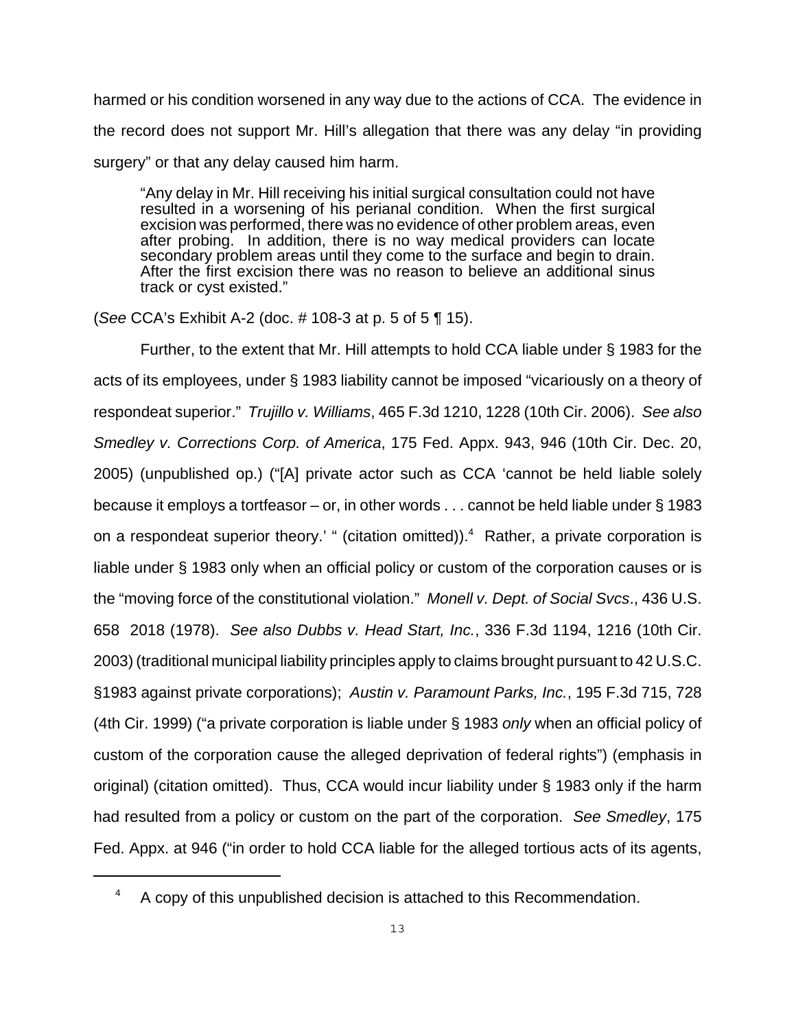harmed or his condition worsened in any way due to the actions of CCA. The evidence in the record does not support Mr. Hill's allegation that there was any delay "in providing surgery" or that any delay caused him harm.

> "Any delay in Mr. Hill receiving his initial surgical consultation could not have resulted in a worsening of his perianal condition. When the first surgical excision was performed, there was no evidence of other problem areas, even after probing. In addition, there is no way medical providers can locate secondary problem areas until they come to the surface and begin to drain. After the first excision there was no reason to believe an additional sinus track or cyst existed."

(*See* CCA's Exhibit A-2 (doc. # 108-3 at p. 5 of 5 ¶ 15).

Further, to the extent that Mr. Hill attempts to hold CCA liable under § 1983 for the acts of its employees, under § 1983 liability cannot be imposed "vicariously on a theory of respondeat superior." *Trujillo v. Williams*, 465 F.3d 1210, 1228 (10th Cir. 2006). *See also Smedley v. Corrections Corp. of America*, 175 Fed. Appx. 943, 946 (10th Cir. Dec. 20, 2005) (unpublished op.) ("[A] private actor such as CCA 'cannot be held liable solely because it employs a tortfeasor – or, in other words . . . cannot be held liable under § 1983 on a respondeat superior theory.' " (citation omitted)).[4] Rather, a private corporation is liable under § 1983 only when an official policy or custom of the corporation causes or is the "moving force of the constitutional violation." *Monell v. Dept. of Social Svcs*., 436 U.S. 658 2018 (1978). *See also Dubbs v. Head Start, Inc.*, 336 F.3d 1194, 1216 (10th Cir. 2003) (traditional municipal liability principles apply to claims brought pursuant to 42 U.S.C. §1983 against private corporations); *Austin v. Paramount Parks, Inc.*, 195 F.3d 715, 728 (4th Cir. 1999) ("a private corporation is liable under § 1983 *only* when an official policy of custom of the corporation cause the alleged deprivation of federal rights") (emphasis in original) (citation omitted). Thus, CCA would incur liability under § 1983 only if the harm had resulted from a policy or custom on the part of the corporation. *See Smedley*, 175 Fed. Appx. at 946 ("in order to hold CCA liable for the alleged tortious acts of its agents,

---

[4] A copy of this unpublished decision is attached to this Recommendation.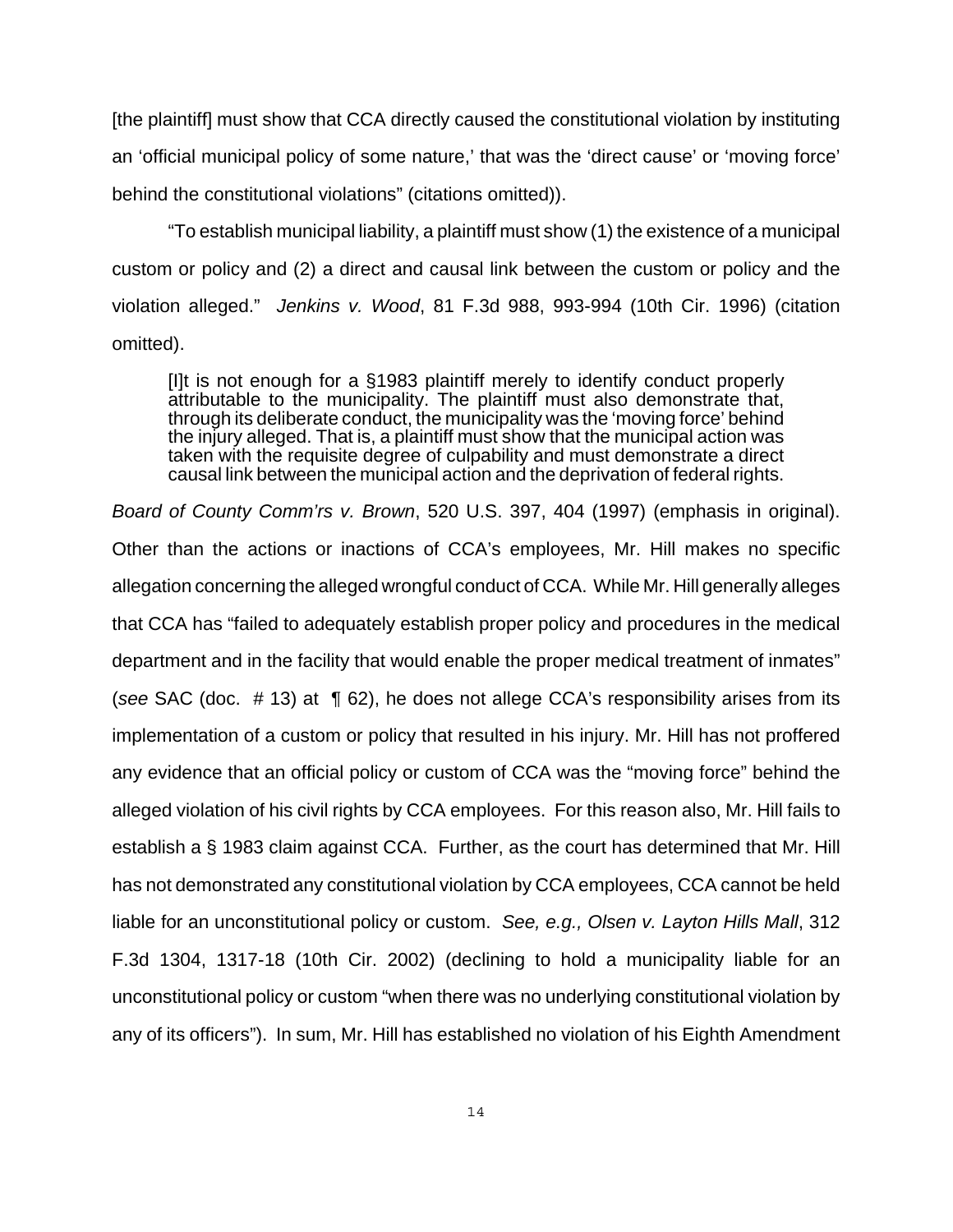[the plaintiff] must show that CCA directly caused the constitutional violation by instituting an 'official municipal policy of some nature,' that was the 'direct cause' or 'moving force' behind the constitutional violations" (citations omitted)).

"To establish municipal liability, a plaintiff must show (1) the existence of a municipal custom or policy and (2) a direct and causal link between the custom or policy and the violation alleged." *Jenkins v. Wood*, 81 F.3d 988, 993-994 (10th Cir. 1996) (citation omitted).

> [I]t is not enough for a §1983 plaintiff merely to identify conduct properly attributable to the municipality. The plaintiff must also demonstrate that, through its deliberate conduct, the municipality was the 'moving force' behind the injury alleged. That is, a plaintiff must show that the municipal action was taken with the requisite degree of culpability and must demonstrate a direct causal link between the municipal action and the deprivation of federal rights.

*Board of County Comm'rs v. Brown*, 520 U.S. 397, 404 (1997) (emphasis in original). Other than the actions or inactions of CCA's employees, Mr. Hill makes no specific allegation concerning the alleged wrongful conduct of CCA. While Mr. Hill generally alleges that CCA has "failed to adequately establish proper policy and procedures in the medical department and in the facility that would enable the proper medical treatment of inmates" (*see* SAC (doc. # 13) at ¶ 62), he does not allege CCA's responsibility arises from its implementation of a custom or policy that resulted in his injury. Mr. Hill has not proffered any evidence that an official policy or custom of CCA was the "moving force" behind the alleged violation of his civil rights by CCA employees. For this reason also, Mr. Hill fails to establish a § 1983 claim against CCA. Further, as the court has determined that Mr. Hill has not demonstrated any constitutional violation by CCA employees, CCA cannot be held liable for an unconstitutional policy or custom. *See, e.g., Olsen v. Layton Hills Mall*, 312 F.3d 1304, 1317-18 (10th Cir. 2002) (declining to hold a municipality liable for an unconstitutional policy or custom "when there was no underlying constitutional violation by any of its officers"). In sum, Mr. Hill has established no violation of his Eighth Amendment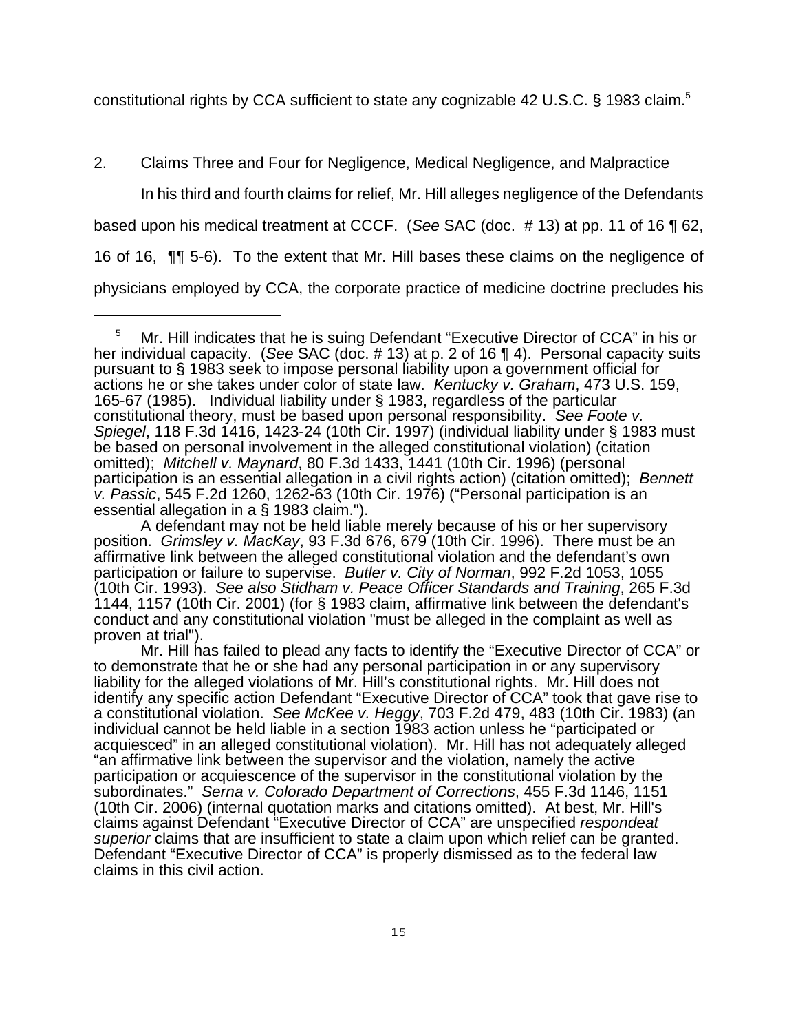constitutional rights by CCA sufficient to state any cognizable 42 U.S.C. § 1983 claim.[5]

2. Claims Three and Four for Negligence, Medical Negligence, and Malpractice

In his third and fourth claims for relief, Mr. Hill alleges negligence of the Defendants based upon his medical treatment at CCCF. (*See* SAC (doc. # 13) at pp. 11 of 16 ¶ 62, 16 of 16, ¶¶ 5-6). To the extent that Mr. Hill bases these claims on the negligence of physicians employed by CCA, the corporate practice of medicine doctrine precludes his

---

[5] Mr. Hill indicates that he is suing Defendant "Executive Director of CCA" in his or her individual capacity. (*See* SAC (doc. # 13) at p. 2 of 16 ¶ 4). Personal capacity suits pursuant to § 1983 seek to impose personal liability upon a government official for actions he or she takes under color of state law. *Kentucky v. Graham*, 473 U.S. 159, 165-67 (1985). Individual liability under § 1983, regardless of the particular constitutional theory, must be based upon personal responsibility. *See Foote v. Spiegel*, 118 F.3d 1416, 1423-24 (10th Cir. 1997) (individual liability under § 1983 must be based on personal involvement in the alleged constitutional violation) (citation omitted); *Mitchell v. Maynard*, 80 F.3d 1433, 1441 (10th Cir. 1996) (personal participation is an essential allegation in a civil rights action) (citation omitted); *Bennett v. Passic*, 545 F.2d 1260, 1262-63 (10th Cir. 1976) ("Personal participation is an essential allegation in a § 1983 claim.").

A defendant may not be held liable merely because of his or her supervisory position. *Grimsley v. MacKay*, 93 F.3d 676, 679 (10th Cir. 1996). There must be an affirmative link between the alleged constitutional violation and the defendant's own participation or failure to supervise. *Butler v. City of Norman*, 992 F.2d 1053, 1055 (10th Cir. 1993). *See also Stidham v. Peace Officer Standards and Training*, 265 F.3d 1144, 1157 (10th Cir. 2001) (for § 1983 claim, affirmative link between the defendant's conduct and any constitutional violation "must be alleged in the complaint as well as proven at trial").

Mr. Hill has failed to plead any facts to identify the "Executive Director of CCA" or to demonstrate that he or she had any personal participation in or any supervisory liability for the alleged violations of Mr. Hill's constitutional rights. Mr. Hill does not identify any specific action Defendant "Executive Director of CCA" took that gave rise to a constitutional violation. *See McKee v. Heggy*, 703 F.2d 479, 483 (10th Cir. 1983) (an individual cannot be held liable in a section 1983 action unless he "participated or acquiesced" in an alleged constitutional violation). Mr. Hill has not adequately alleged "an affirmative link between the supervisor and the violation, namely the active participation or acquiescence of the supervisor in the constitutional violation by the subordinates." *Serna v. Colorado Department of Corrections*, 455 F.3d 1146, 1151 (10th Cir. 2006) (internal quotation marks and citations omitted). At best, Mr. Hill's claims against Defendant "Executive Director of CCA" are unspecified *respondeat superior* claims that are insufficient to state a claim upon which relief can be granted. Defendant "Executive Director of CCA" is properly dismissed as to the federal law claims in this civil action.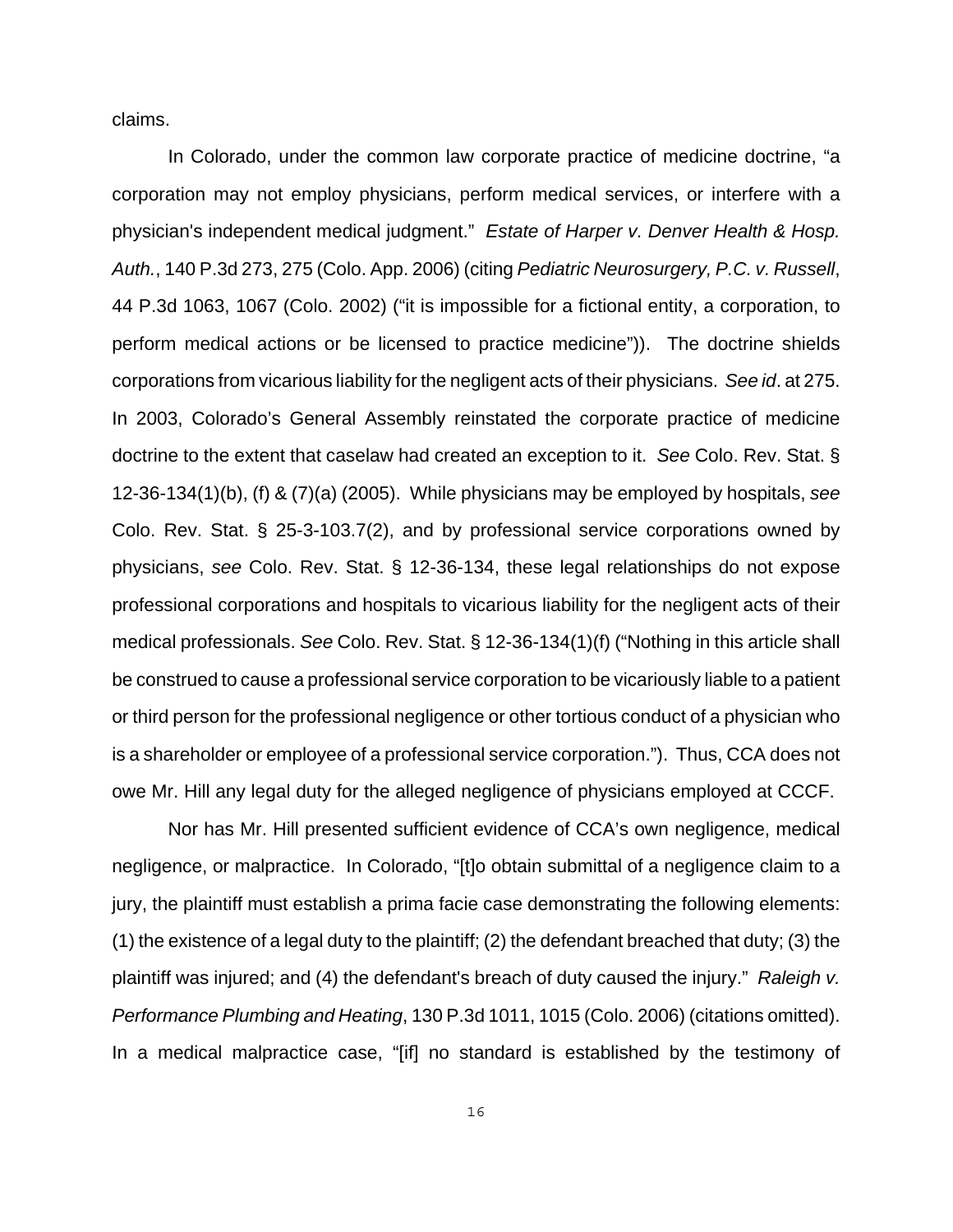claims.

In Colorado, under the common law corporate practice of medicine doctrine, "a corporation may not employ physicians, perform medical services, or interfere with a physician's independent medical judgment." *Estate of Harper v. Denver Health & Hosp. Auth.*, 140 P.3d 273, 275 (Colo. App. 2006) (citing *Pediatric Neurosurgery, P.C. v. Russell*, 44 P.3d 1063, 1067 (Colo. 2002) ("it is impossible for a fictional entity, a corporation, to perform medical actions or be licensed to practice medicine")). The doctrine shields corporations from vicarious liability for the negligent acts of their physicians. *See id*. at 275. In 2003, Colorado's General Assembly reinstated the corporate practice of medicine doctrine to the extent that caselaw had created an exception to it. *See* Colo. Rev. Stat. § 12-36-134(1)(b), (f) & (7)(a) (2005). While physicians may be employed by hospitals, *see* Colo. Rev. Stat. § 25-3-103.7(2), and by professional service corporations owned by physicians, *see* Colo. Rev. Stat. § 12-36-134, these legal relationships do not expose professional corporations and hospitals to vicarious liability for the negligent acts of their medical professionals. *See* Colo. Rev. Stat. § 12-36-134(1)(f) ("Nothing in this article shall be construed to cause a professional service corporation to be vicariously liable to a patient or third person for the professional negligence or other tortious conduct of a physician who is a shareholder or employee of a professional service corporation."). Thus, CCA does not owe Mr. Hill any legal duty for the alleged negligence of physicians employed at CCCF.

Nor has Mr. Hill presented sufficient evidence of CCA's own negligence, medical negligence, or malpractice. In Colorado, "[t]o obtain submittal of a negligence claim to a jury, the plaintiff must establish a prima facie case demonstrating the following elements: (1) the existence of a legal duty to the plaintiff; (2) the defendant breached that duty; (3) the plaintiff was injured; and (4) the defendant's breach of duty caused the injury." *Raleigh v. Performance Plumbing and Heating*, 130 P.3d 1011, 1015 (Colo. 2006) (citations omitted). In a medical malpractice case, "[if] no standard is established by the testimony of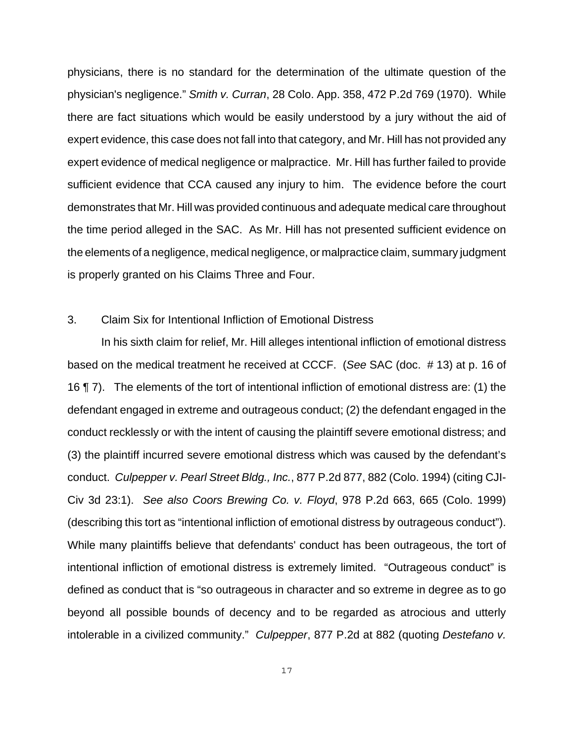physicians, there is no standard for the determination of the ultimate question of the physician's negligence." *Smith v. Curran*, 28 Colo. App. 358, 472 P.2d 769 (1970). While there are fact situations which would be easily understood by a jury without the aid of expert evidence, this case does not fall into that category, and Mr. Hill has not provided any expert evidence of medical negligence or malpractice. Mr. Hill has further failed to provide sufficient evidence that CCA caused any injury to him. The evidence before the court demonstrates that Mr. Hill was provided continuous and adequate medical care throughout the time period alleged in the SAC. As Mr. Hill has not presented sufficient evidence on the elements of a negligence, medical negligence, or malpractice claim, summary judgment is properly granted on his Claims Three and Four.

3. Claim Six for Intentional Infliction of Emotional Distress

In his sixth claim for relief, Mr. Hill alleges intentional infliction of emotional distress based on the medical treatment he received at CCCF. (*See* SAC (doc. # 13) at p. 16 of 16 ¶ 7). The elements of the tort of intentional infliction of emotional distress are: (1) the defendant engaged in extreme and outrageous conduct; (2) the defendant engaged in the conduct recklessly or with the intent of causing the plaintiff severe emotional distress; and (3) the plaintiff incurred severe emotional distress which was caused by the defendant's conduct. *Culpepper v. Pearl Street Bldg., Inc.*, 877 P.2d 877, 882 (Colo. 1994) (citing CJI-Civ 3d 23:1). *See also Coors Brewing Co. v. Floyd*, 978 P.2d 663, 665 (Colo. 1999) (describing this tort as "intentional infliction of emotional distress by outrageous conduct"). While many plaintiffs believe that defendants' conduct has been outrageous, the tort of intentional infliction of emotional distress is extremely limited. "Outrageous conduct" is defined as conduct that is "so outrageous in character and so extreme in degree as to go beyond all possible bounds of decency and to be regarded as atrocious and utterly intolerable in a civilized community." *Culpepper*, 877 P.2d at 882 (quoting *Destefano v.*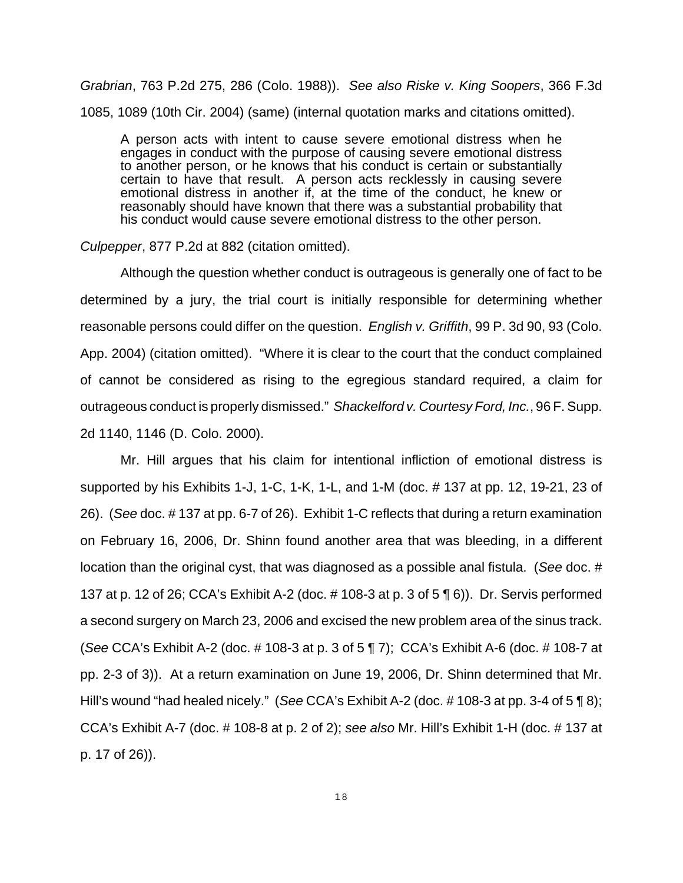*Grabrian*, 763 P.2d 275, 286 (Colo. 1988)). *See also Riske v. King Soopers*, 366 F.3d 1085, 1089 (10th Cir. 2004) (same) (internal quotation marks and citations omitted).

> A person acts with intent to cause severe emotional distress when he engages in conduct with the purpose of causing severe emotional distress to another person, or he knows that his conduct is certain or substantially certain to have that result. A person acts recklessly in causing severe emotional distress in another if, at the time of the conduct, he knew or reasonably should have known that there was a substantial probability that his conduct would cause severe emotional distress to the other person.

*Culpepper*, 877 P.2d at 882 (citation omitted).

Although the question whether conduct is outrageous is generally one of fact to be determined by a jury, the trial court is initially responsible for determining whether reasonable persons could differ on the question. *English v. Griffith*, 99 P. 3d 90, 93 (Colo. App. 2004) (citation omitted). "Where it is clear to the court that the conduct complained of cannot be considered as rising to the egregious standard required, a claim for outrageous conduct is properly dismissed." *Shackelford v. Courtesy Ford, Inc.*, 96 F. Supp. 2d 1140, 1146 (D. Colo. 2000).

Mr. Hill argues that his claim for intentional infliction of emotional distress is supported by his Exhibits 1-J, 1-C, 1-K, 1-L, and 1-M (doc. # 137 at pp. 12, 19-21, 23 of 26). (*See* doc. # 137 at pp. 6-7 of 26). Exhibit 1-C reflects that during a return examination on February 16, 2006, Dr. Shinn found another area that was bleeding, in a different location than the original cyst, that was diagnosed as a possible anal fistula. (*See* doc. # 137 at p. 12 of 26; CCA's Exhibit A-2 (doc. # 108-3 at p. 3 of 5 ¶ 6)). Dr. Servis performed a second surgery on March 23, 2006 and excised the new problem area of the sinus track. (*See* CCA's Exhibit A-2 (doc. # 108-3 at p. 3 of 5 ¶ 7); CCA's Exhibit A-6 (doc. # 108-7 at pp. 2-3 of 3)). At a return examination on June 19, 2006, Dr. Shinn determined that Mr. Hill's wound "had healed nicely." (*See* CCA's Exhibit A-2 (doc. # 108-3 at pp. 3-4 of 5 ¶ 8); CCA's Exhibit A-7 (doc. # 108-8 at p. 2 of 2); *see also* Mr. Hill's Exhibit 1-H (doc. # 137 at p. 17 of 26)).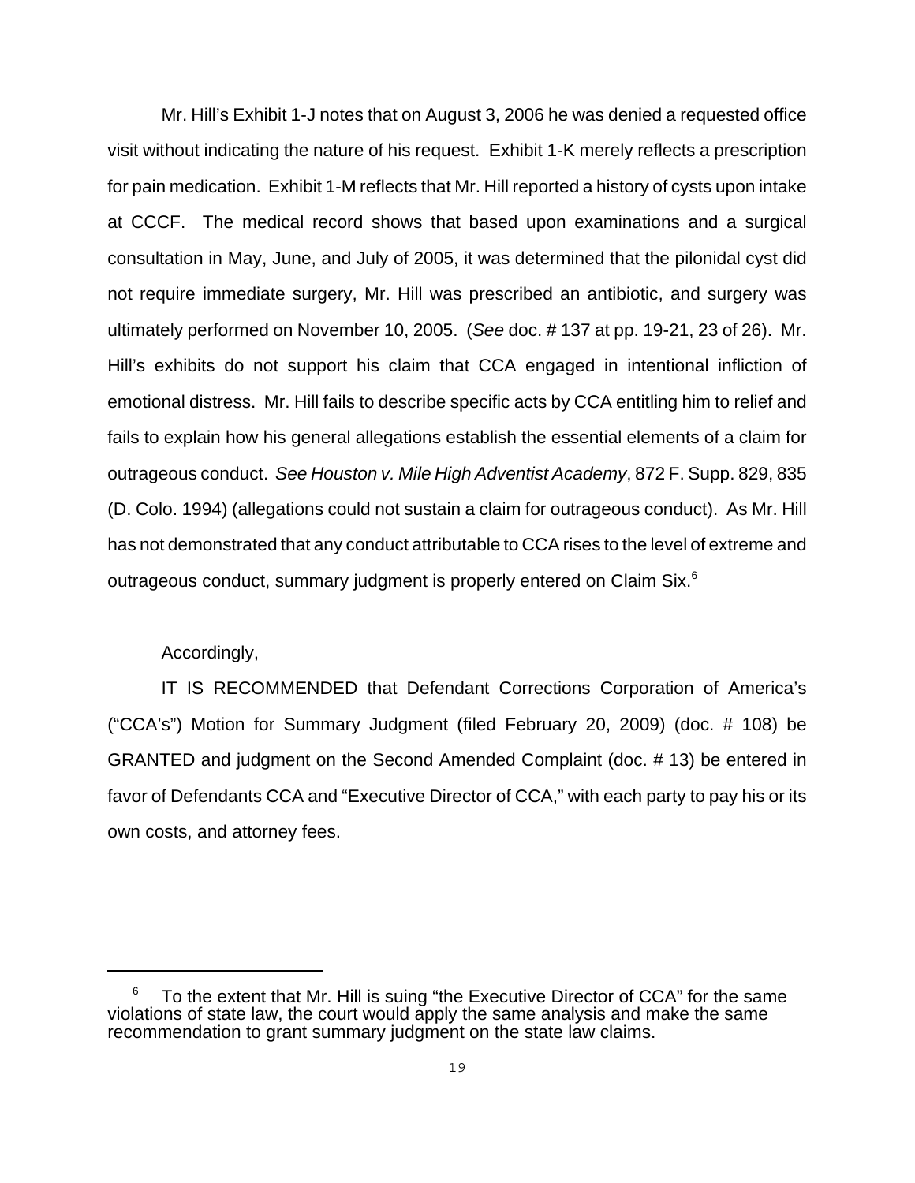Mr. Hill's Exhibit 1-J notes that on August 3, 2006 he was denied a requested office visit without indicating the nature of his request. Exhibit 1-K merely reflects a prescription for pain medication. Exhibit 1-M reflects that Mr. Hill reported a history of cysts upon intake at CCCF. The medical record shows that based upon examinations and a surgical consultation in May, June, and July of 2005, it was determined that the pilonidal cyst did not require immediate surgery, Mr. Hill was prescribed an antibiotic, and surgery was ultimately performed on November 10, 2005. (*See* doc. # 137 at pp. 19-21, 23 of 26). Mr. Hill's exhibits do not support his claim that CCA engaged in intentional infliction of emotional distress. Mr. Hill fails to describe specific acts by CCA entitling him to relief and fails to explain how his general allegations establish the essential elements of a claim for outrageous conduct. *See Houston v. Mile High Adventist Academy*, 872 F. Supp. 829, 835 (D. Colo. 1994) (allegations could not sustain a claim for outrageous conduct). As Mr. Hill has not demonstrated that any conduct attributable to CCA rises to the level of extreme and outrageous conduct, summary judgment is properly entered on Claim Six.[6]

Accordingly,

IT IS RECOMMENDED that Defendant Corrections Corporation of America's ("CCA's") Motion for Summary Judgment (filed February 20, 2009) (doc. # 108) be GRANTED and judgment on the Second Amended Complaint (doc. # 13) be entered in favor of Defendants CCA and "Executive Director of CCA," with each party to pay his or its own costs, and attorney fees.

---

[6] To the extent that Mr. Hill is suing "the Executive Director of CCA" for the same violations of state law, the court would apply the same analysis and make the same recommendation to grant summary judgment on the state law claims.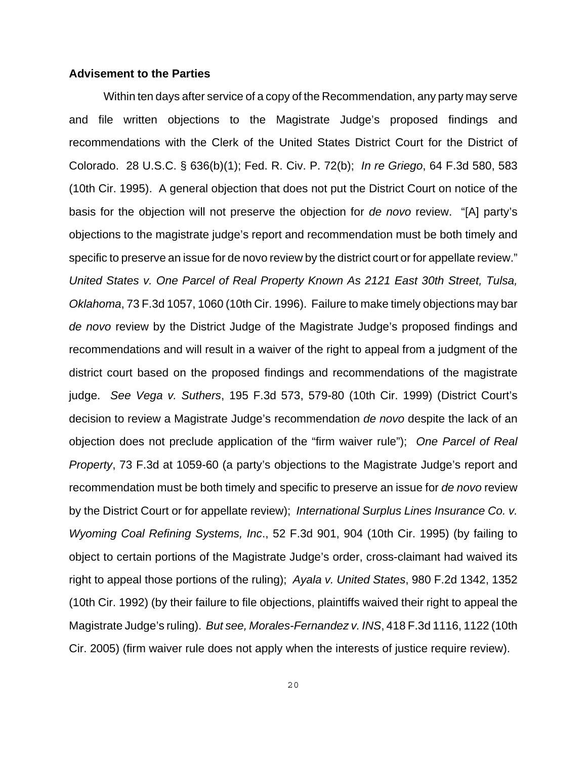**Advisement to the Parties**

Within ten days after service of a copy of the Recommendation, any party may serve and file written objections to the Magistrate Judge's proposed findings and recommendations with the Clerk of the United States District Court for the District of Colorado. 28 U.S.C. § 636(b)(1); Fed. R. Civ. P. 72(b); *In re Griego*, 64 F.3d 580, 583 (10th Cir. 1995). A general objection that does not put the District Court on notice of the basis for the objection will not preserve the objection for *de novo* review. "[A] party's objections to the magistrate judge's report and recommendation must be both timely and specific to preserve an issue for de novo review by the district court or for appellate review." *United States v. One Parcel of Real Property Known As 2121 East 30th Street, Tulsa, Oklahoma*, 73 F.3d 1057, 1060 (10th Cir. 1996). Failure to make timely objections may bar *de novo* review by the District Judge of the Magistrate Judge's proposed findings and recommendations and will result in a waiver of the right to appeal from a judgment of the district court based on the proposed findings and recommendations of the magistrate judge. *See Vega v. Suthers*, 195 F.3d 573, 579-80 (10th Cir. 1999) (District Court's decision to review a Magistrate Judge's recommendation *de novo* despite the lack of an objection does not preclude application of the "firm waiver rule"); *One Parcel of Real Property*, 73 F.3d at 1059-60 (a party's objections to the Magistrate Judge's report and recommendation must be both timely and specific to preserve an issue for *de novo* review by the District Court or for appellate review); *International Surplus Lines Insurance Co. v. Wyoming Coal Refining Systems, Inc*., 52 F.3d 901, 904 (10th Cir. 1995) (by failing to object to certain portions of the Magistrate Judge's order, cross-claimant had waived its right to appeal those portions of the ruling); *Ayala v. United States*, 980 F.2d 1342, 1352 (10th Cir. 1992) (by their failure to file objections, plaintiffs waived their right to appeal the Magistrate Judge's ruling). *But see, Morales-Fernandez v. INS*, 418 F.3d 1116, 1122 (10th Cir. 2005) (firm waiver rule does not apply when the interests of justice require review).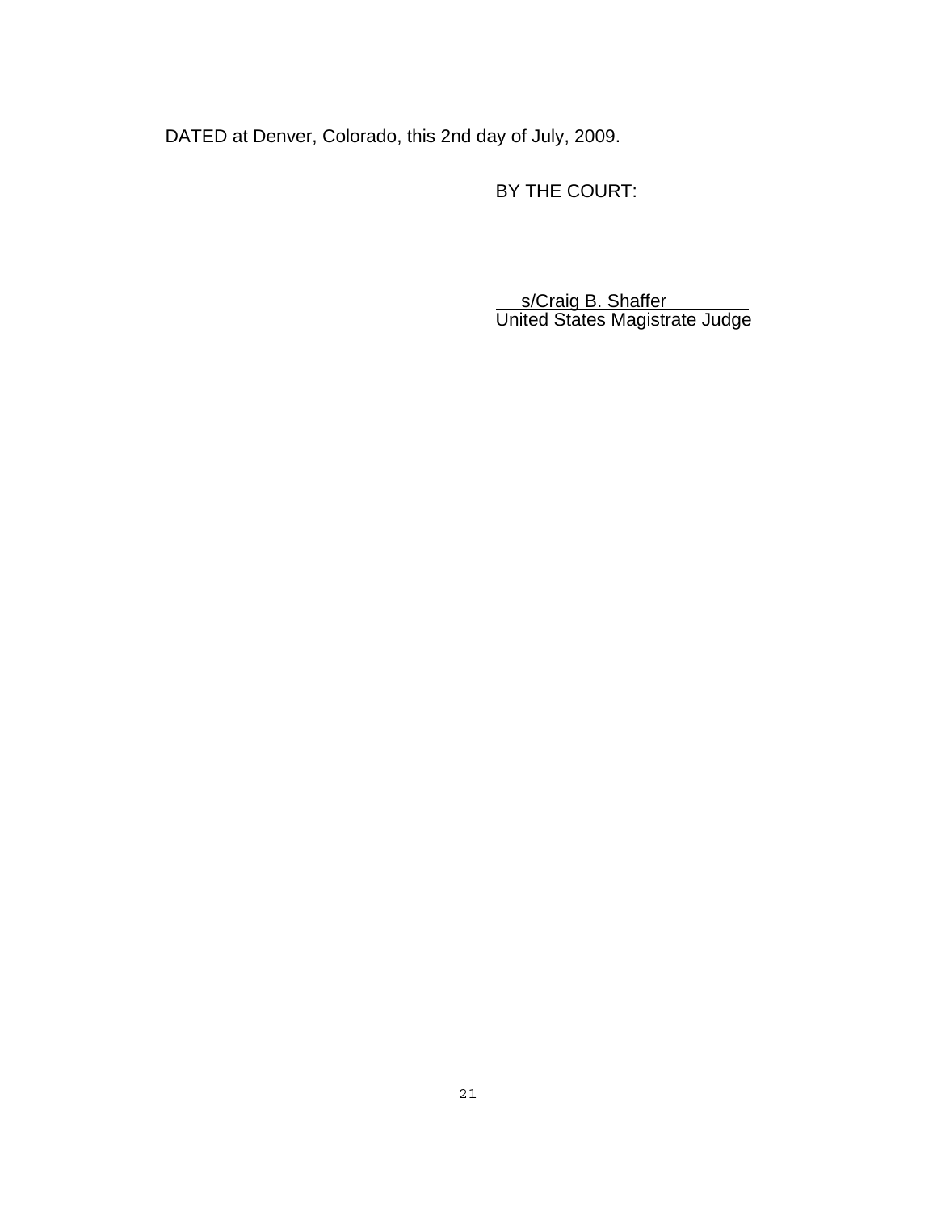DATED at Denver, Colorado, this 2nd day of July, 2009.

BY THE COURT:

s/Craig B. Shaffer
United States Magistrate Judge